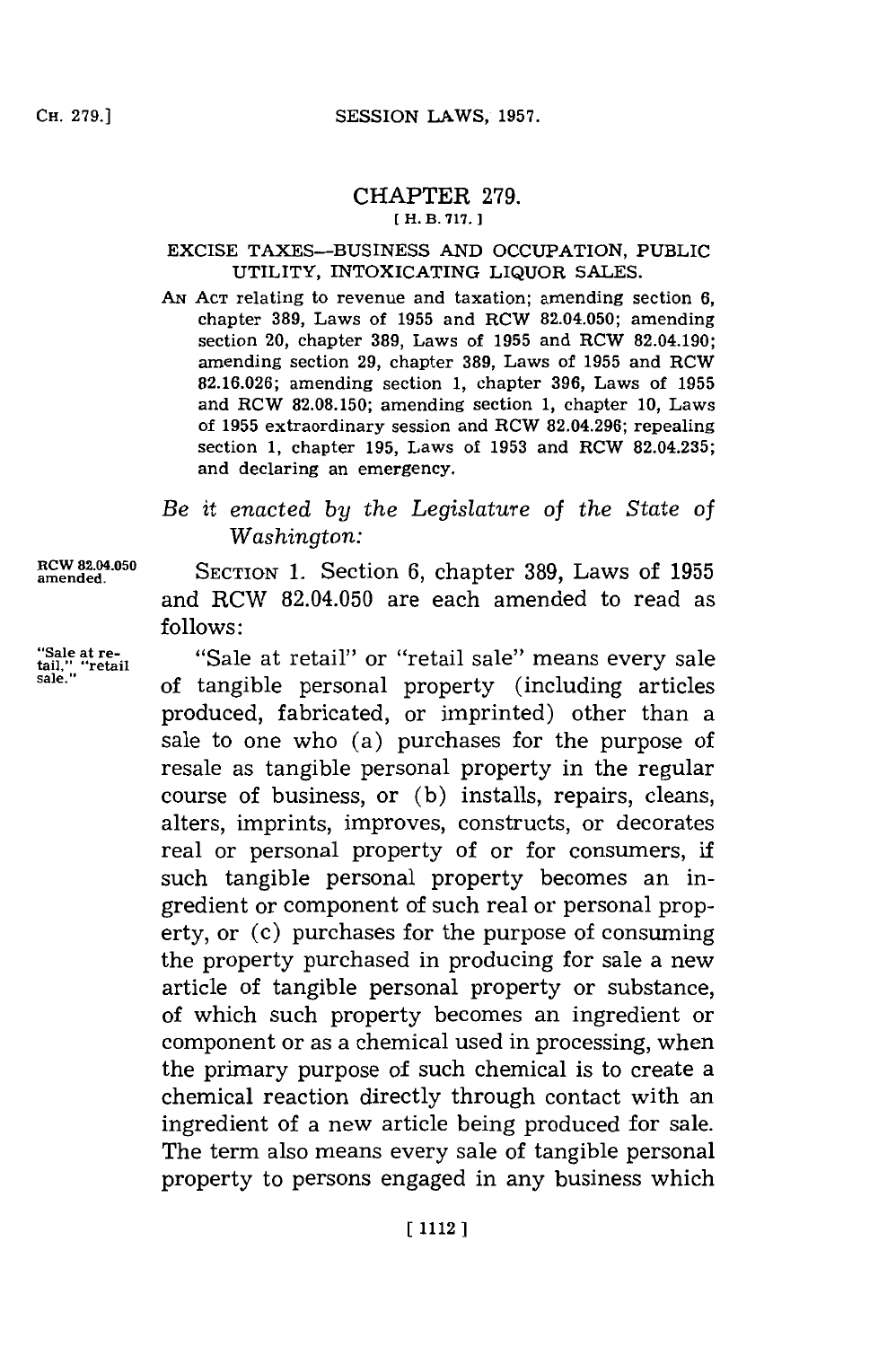# CHAPTER 279.

[H. B. 717.]

## EXCISE TAXES—BUSINESS AND OCCUPATION, PUBLIC UTILITY, INTOXICATING LIQUOR SALES.

AN ACT relating to revenue and taxation; amending section 6, chapter 389, Laws of 1955 and RCW 82.04.050; amending section 20, chapter 389, Laws of 1955 and RCW 82.04.190; amending section 29, chapter 389, Laws of 1955 and RCW 82.16.026; amending section 1, chapter 396, Laws of 1955 and RCW 82.08.150; amending section 1, chapter 10, Laws of 1955 extraordinary session and RCW 82.04.296; repealing section 1, chapter 195, Laws of 1953 and RCW 82.04.235; and declaring an emergency.

*Be it enacted by the Legislature of the State of Washington:*

RCW 82.04.050 amended.

SECTION 1. Section 6, chapter 389, Laws of 1955 and RCW 82.04.050 are each amended to read as follows:

"Sale at retail," "retail sale."

"Sale at retail" or "retail sale" means every sale of tangible personal property (including articles produced, fabricated, or imprinted) other than a sale to one who (a) purchases for the purpose of resale as tangible personal property in the regular course of business, or (b) installs, repairs, cleans, alters, imprints, improves, constructs, or decorates real or personal property of or for consumers, if such tangible personal property becomes an ingredient or component of such real or personal property, or (c) purchases for the purpose of consuming the property purchased in producing for sale a new article of tangible personal property or substance, of which such property becomes an ingredient or component or as a chemical used in processing, when the primary purpose of such chemical is to create a chemical reaction directly through contact with an ingredient of a new article being produced for sale. The term also means every sale of tangible personal property to persons engaged in any business which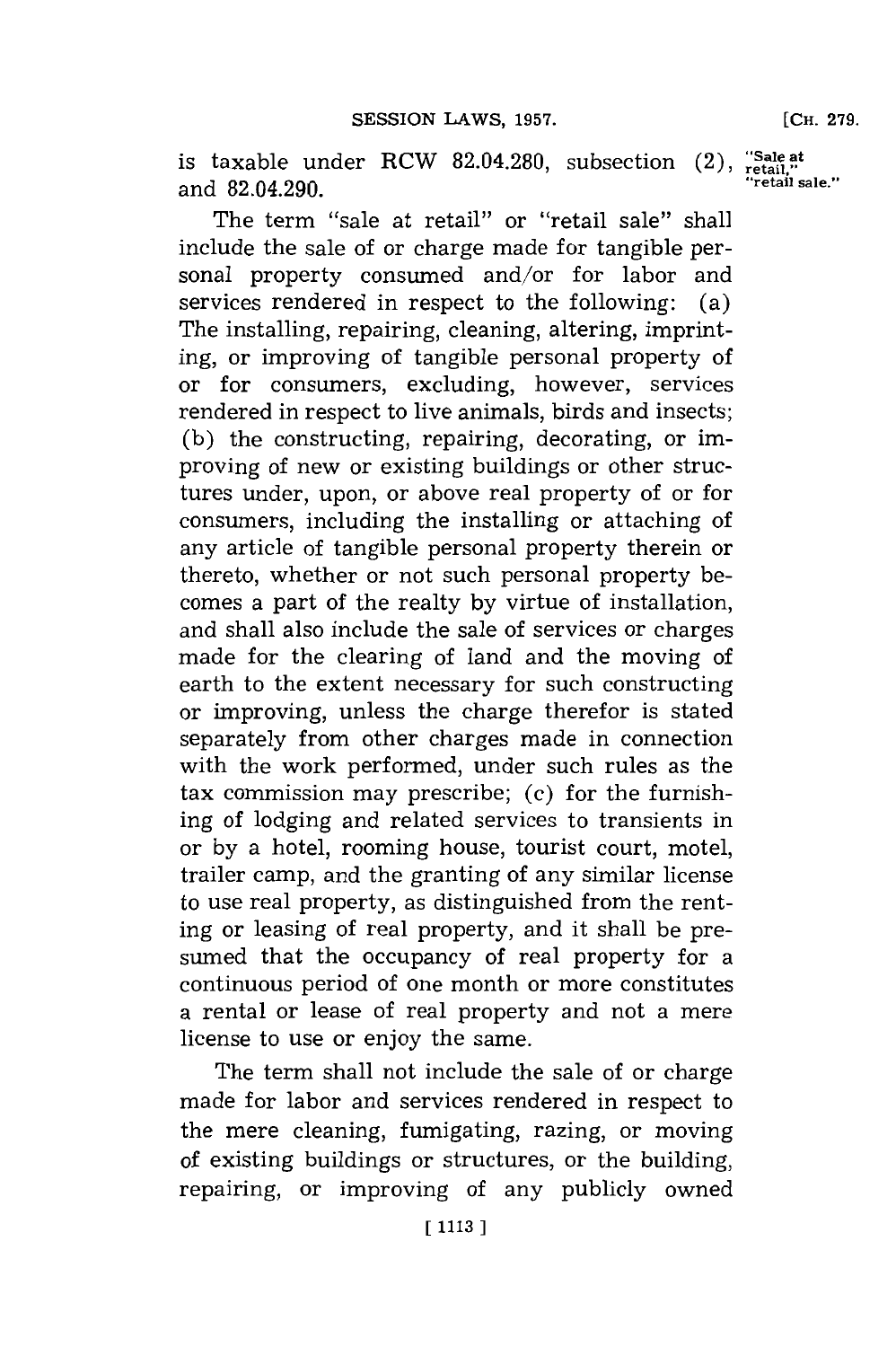is taxable under RCW 82.04.280, subsection (2), and 82.04.290.

"Sale at retail," "retail sale."

The term "sale at retail" or "retail sale" shall include the sale of or charge made for tangible personal property consumed and/or for labor and services rendered in respect to the following: (a) The installing, repairing, cleaning, altering, imprinting, or improving of tangible personal property of or for consumers, excluding, however, services rendered in respect to live animals, birds and insects; (b) the constructing, repairing, decorating, or improving of new or existing buildings or other structures under, upon, or above real property of or for consumers, including the installing or attaching of any article of tangible personal property therein or thereto, whether or not such personal property becomes a part of the realty by virtue of installation, and shall also include the sale of services or charges made for the clearing of land and the moving of earth to the extent necessary for such constructing or improving, unless the charge therefor is stated separately from other charges made in connection with the work performed, under such rules as the tax commission may prescribe; (c) for the furnishing of lodging and related services to transients in or by a hotel, rooming house, tourist court, motel, trailer camp, and the granting of any similar license to use real property, as distinguished from the renting or leasing of real property, and it shall be presumed that the occupancy of real property for a continuous period of one month or more constitutes a rental or lease of real property and not a mere license to use or enjoy the same.

The term shall not include the sale of or charge made for labor and services rendered in respect to the mere cleaning, fumigating, razing, or moving of existing buildings or structures, or the building, repairing, or improving of any publicly owned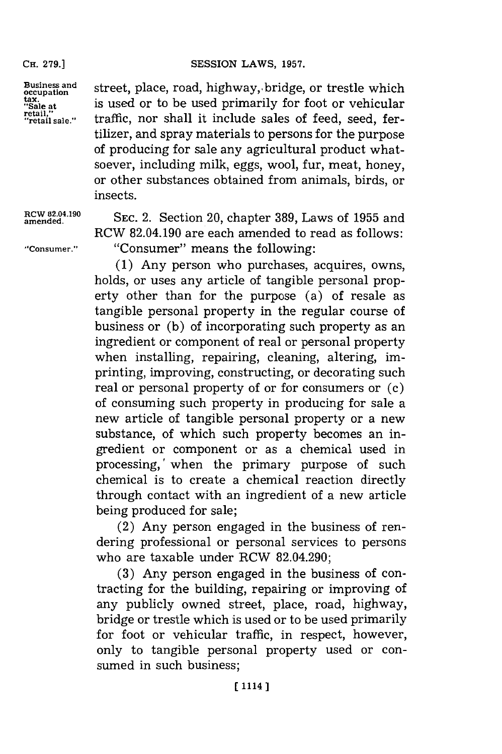Business and occupation tax. "Sale at retail," "retail sale."

street, place, road, highway, bridge, or trestle which is used or to be used primarily for foot or vehicular traffic, nor shall it include sales of feed, seed, fertilizer, and spray materials to persons for the purpose of producing for sale any agricultural product whatsoever, including milk, eggs, wool, fur, meat, honey, or other substances obtained from animals, birds, or insects.

RCW 82.04.190 amended.

SEC. 2. Section 20, chapter 389, Laws of 1955 and RCW 82.04.190 are each amended to read as follows:

"Consumer."

"Consumer" means the following:

(1) Any person who purchases, acquires, owns, holds, or uses any article of tangible personal property other than for the purpose (a) of resale as tangible personal property in the regular course of business or (b) of incorporating such property as an ingredient or component of real or personal property when installing, repairing, cleaning, altering, imprinting, improving, constructing, or decorating such real or personal property of or for consumers or (c) of consuming such property in producing for sale a new article of tangible personal property or a new substance, of which such property becomes an ingredient or component or as a chemical used in processing, when the primary purpose of such chemical is to create a chemical reaction directly through contact with an ingredient of a new article being produced for sale;

(2) Any person engaged in the business of rendering professional or personal services to persons who are taxable under RCW 82.04.290;

(3) Any person engaged in the business of contracting for the building, repairing or improving of any publicly owned street, place, road, highway, bridge or trestle which is used or to be used primarily for foot or vehicular traffic, in respect, however, only to tangible personal property used or consumed in such business;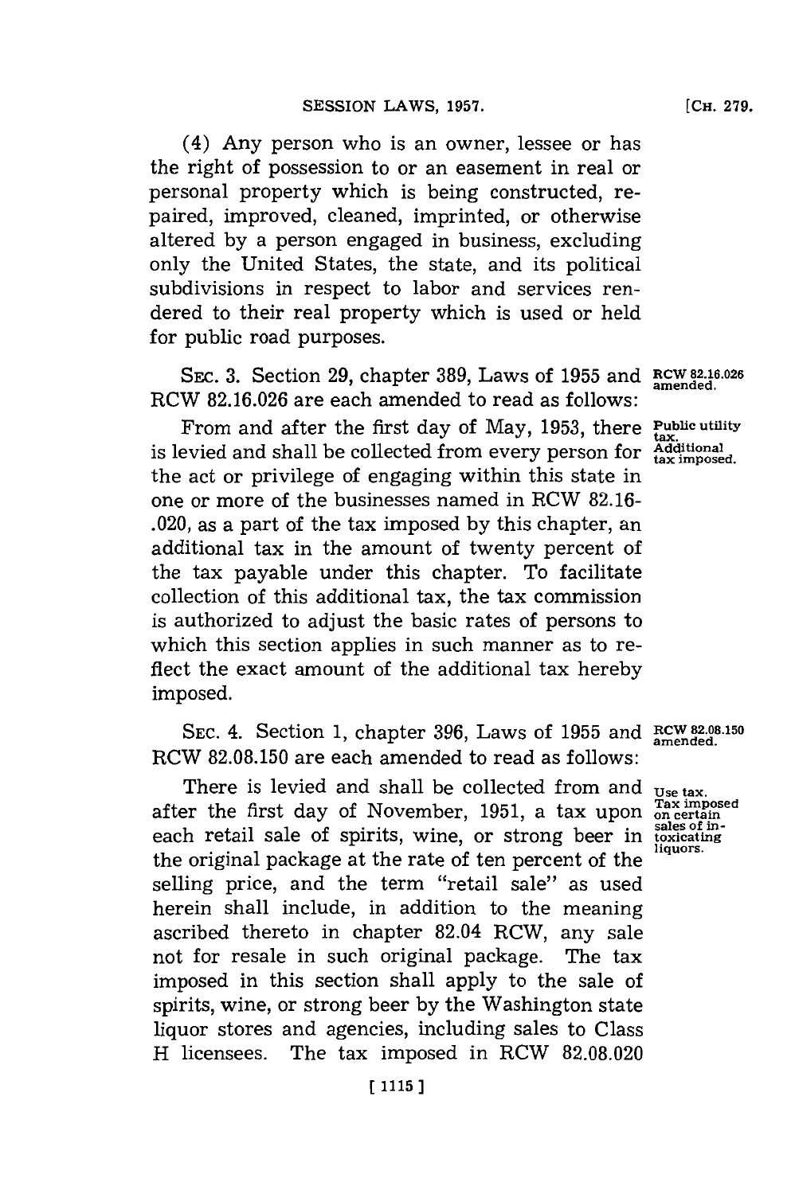(4) Any person who is an owner, lessee or has the right of possession to or an easement in real or personal property which is being constructed, repaired, improved, cleaned, imprinted, or otherwise altered by a person engaged in business, excluding only the United States, the state, and its political subdivisions in respect to labor and services rendered to their real property which is used or held for public road purposes.

SEC. 3. Section 29, chapter 389, Laws of 1955 and RCW 82.16.026 are each amended to read as follows:

RCW 82.16.026 amended.

From and after the first day of May, 1953, there is levied and shall be collected from every person for the act or privilege of engaging within this state in one or more of the businesses named in RCW 82.16-.020, as a part of the tax imposed by this chapter, an additional tax in the amount of twenty percent of the tax payable under this chapter. To facilitate collection of this additional tax, the tax commission is authorized to adjust the basic rates of persons to which this section applies in such manner as to reflect the exact amount of the additional tax hereby imposed.

Public utility tax. Additional tax imposed.

SEC. 4. Section 1, chapter 396, Laws of 1955 and RCW 82.08.150 are each amended to read as follows:

RCW 82.08.150 amended.

There is levied and shall be collected from and after the first day of November, 1951, a tax upon each retail sale of spirits, wine, or strong beer in the original package at the rate of ten percent of the selling price, and the term "retail sale" as used herein shall include, in addition to the meaning ascribed thereto in chapter 82.04 RCW, any sale not for resale in such original package. The tax imposed in this section shall apply to the sale of spirits, wine, or strong beer by the Washington state liquor stores and agencies, including sales to Class H licensees. The tax imposed in RCW 82.08.020

Use tax. Tax imposed on certain sales of intoxicating liquors.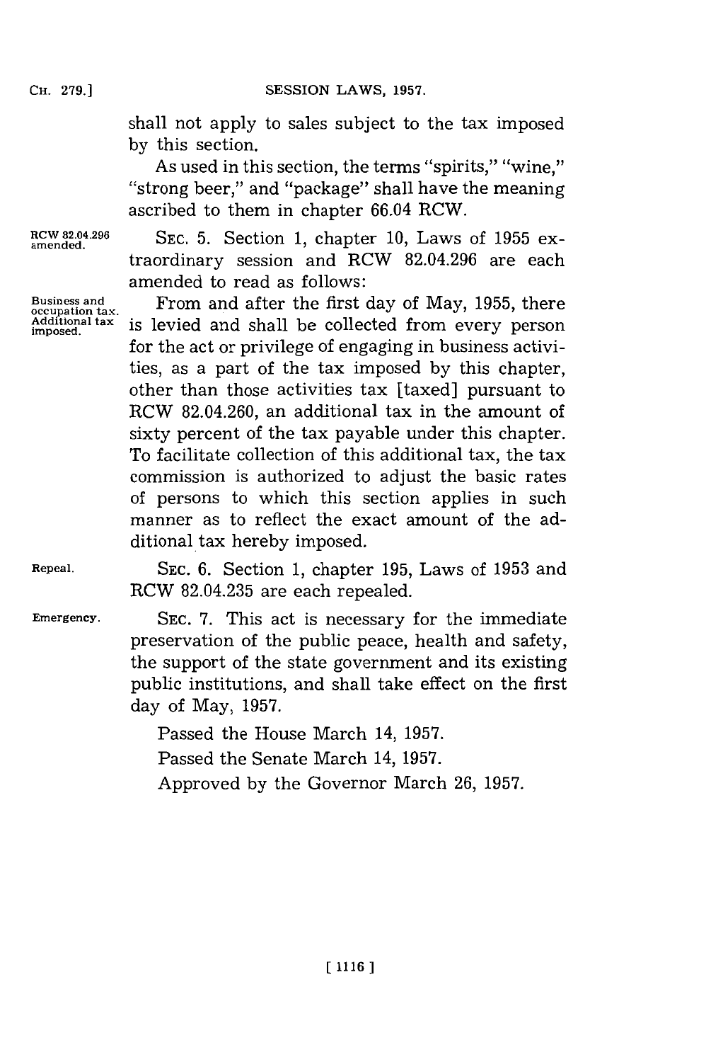shall not apply to sales subject to the tax imposed by this section.

As used in this section, the terms "spirits," "wine," "strong beer," and "package" shall have the meaning ascribed to them in chapter 66.04 RCW.

RCW 82.04.296 amended.

SEC. 5. Section 1, chapter 10, Laws of 1955 extraordinary session and RCW 82.04.296 are each amended to read as follows:

Business and occupation tax. Additional tax imposed.

From and after the first day of May, 1955, there is levied and shall be collected from every person for the act or privilege of engaging in business activities, as a part of the tax imposed by this chapter, other than those activities tax [taxed] pursuant to RCW 82.04.260, an additional tax in the amount of sixty percent of the tax payable under this chapter. To facilitate collection of this additional tax, the tax commission is authorized to adjust the basic rates of persons to which this section applies in such manner as to reflect the exact amount of the additional tax hereby imposed.

Repeal.

SEC. 6. Section 1, chapter 195, Laws of 1953 and RCW 82.04.235 are each repealed.

Emergency.

SEC. 7. This act is necessary for the immediate preservation of the public peace, health and safety, the support of the state government and its existing public institutions, and shall take effect on the first day of May, 1957.

Passed the House March 14, 1957.

Passed the Senate March 14, 1957.

Approved by the Governor March 26, 1957.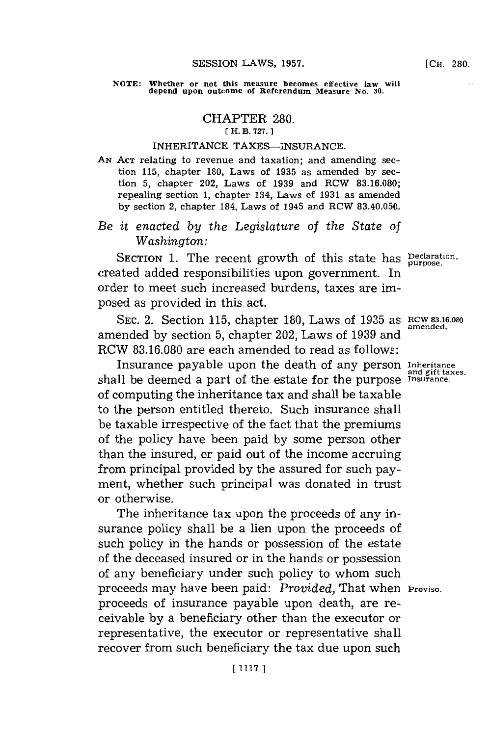**NOTE: Whether or not this measure becomes effective law will depend upon outcome of Referendum Measure No. 30.**

# CHAPTER 280.

[ H. B. 727. ]

## INHERITANCE TAXES—INSURANCE.

AN ACT relating to revenue and taxation; and amending section 115, chapter 180, Laws of 1935 as amended by section 5, chapter 202, Laws of 1939 and RCW 83.16.080; repealing section 1, chapter 134, Laws of 1931 as amended by section 2, chapter 184, Laws of 1945 and RCW 83.40.050.

*Be it enacted by the Legislature of the State of Washington:*

SECTION 1. The recent growth of this state has created added responsibilities upon government. In order to meet such increased burdens, taxes are imposed as provided in this act.

Declaration, purpose.

SEC. 2. Section 115, chapter 180, Laws of 1935 as amended by section 5, chapter 202, Laws of 1939 and RCW 83.16.080 are each amended to read as follows:

RCW 83.16.080 amended.

Insurance payable upon the death of any person shall be deemed a part of the estate for the purpose of computing the inheritance tax and shall be taxable to the person entitled thereto. Such insurance shall be taxable irrespective of the fact that the premiums of the policy have been paid by some person other than the insured, or paid out of the income accruing from principal provided by the assured for such payment, whether such principal was donated in trust or otherwise.

Inheritance and gift taxes. Insurance.

The inheritance tax upon the proceeds of any insurance policy shall be a lien upon the proceeds of such policy in the hands or possession of the estate of the deceased insured or in the hands or possession of any beneficiary under such policy to whom such proceeds may have been paid: *Provided,* That when proceeds of insurance payable upon death, are receivable by a beneficiary other than the executor or representative, the executor or representative shall recover from such beneficiary the tax due upon such

Proviso.